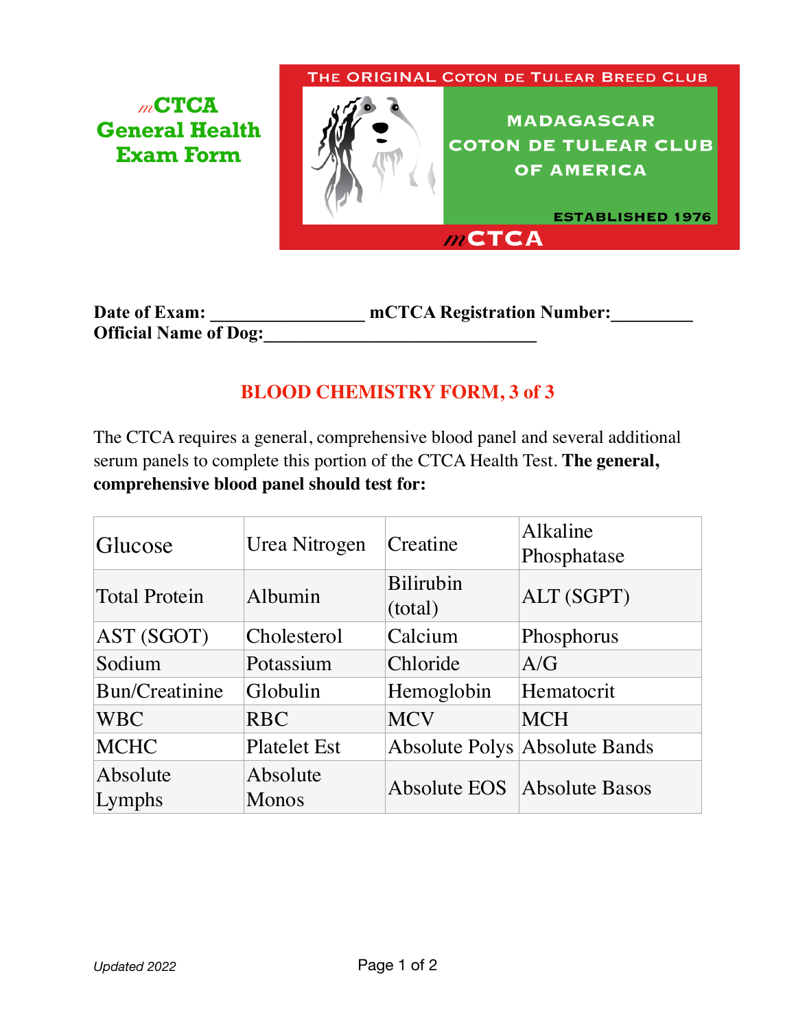# mCTCA General Health Exam Form

THE ORIGINAL COTON DE TULEAR BREED CLUB

MADAGASCAR COTON DE TULEAR CLUB OF AMERICA

ESTABLISHED 1976

mCTCA

**Date of Exam: _________________ mCTCA Registration Number:_________**
**Official Name of Dog:_______________________________**

## BLOOD CHEMISTRY FORM, 3 of 3

The CTCA requires a general, comprehensive blood panel and several additional serum panels to complete this portion of the CTCA Health Test. **The general, comprehensive blood panel should test for:**

| | | | |
|---|---|---|---|
| Glucose | Urea Nitrogen | Creatine | Alkaline Phosphatase |
| Total Protein | Albumin | Bilirubin (total) | ALT (SGPT) |
| AST (SGOT) | Cholesterol | Calcium | Phosphorus |
| Sodium | Potassium | Chloride | A/G |
| Bun/Creatinine | Globulin | Hemoglobin | Hematocrit |
| WBC | RBC | MCV | MCH |
| MCHC | Platelet Est | Absolute Polys | Absolute Bands |
| Absolute Lymphs | Absolute Monos | Absolute EOS | Absolute Basos |

*Updated 2022*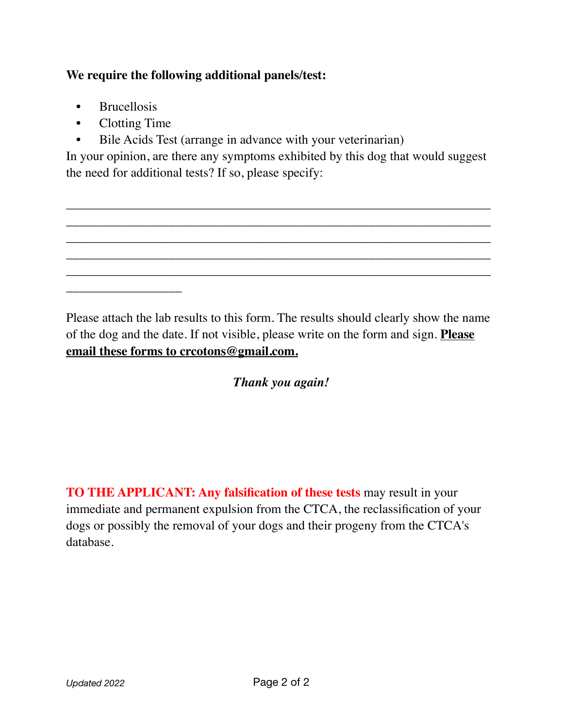**We require the following additional panels/test:**

- Brucellosis
- Clotting Time
- Bile Acids Test (arrange in advance with your veterinarian)

In your opinion, are there any symptoms exhibited by this dog that would suggest the need for additional tests? If so, please specify:

______________________________________________________________
______________________________________________________________
______________________________________________________________
______________________________________________________________
______________________________________________________________
_________________

Please attach the lab results to this form. The results should clearly show the name of the dog and the date. If not visible, please write on the form and sign. **Please email these forms to crcotons@gmail.com.**

***Thank you again!***

**TO THE APPLICANT: Any falsification of these tests** may result in your immediate and permanent expulsion from the CTCA, the reclassification of your dogs or possibly the removal of your dogs and their progeny from the CTCA's database.

*Updated 2022*